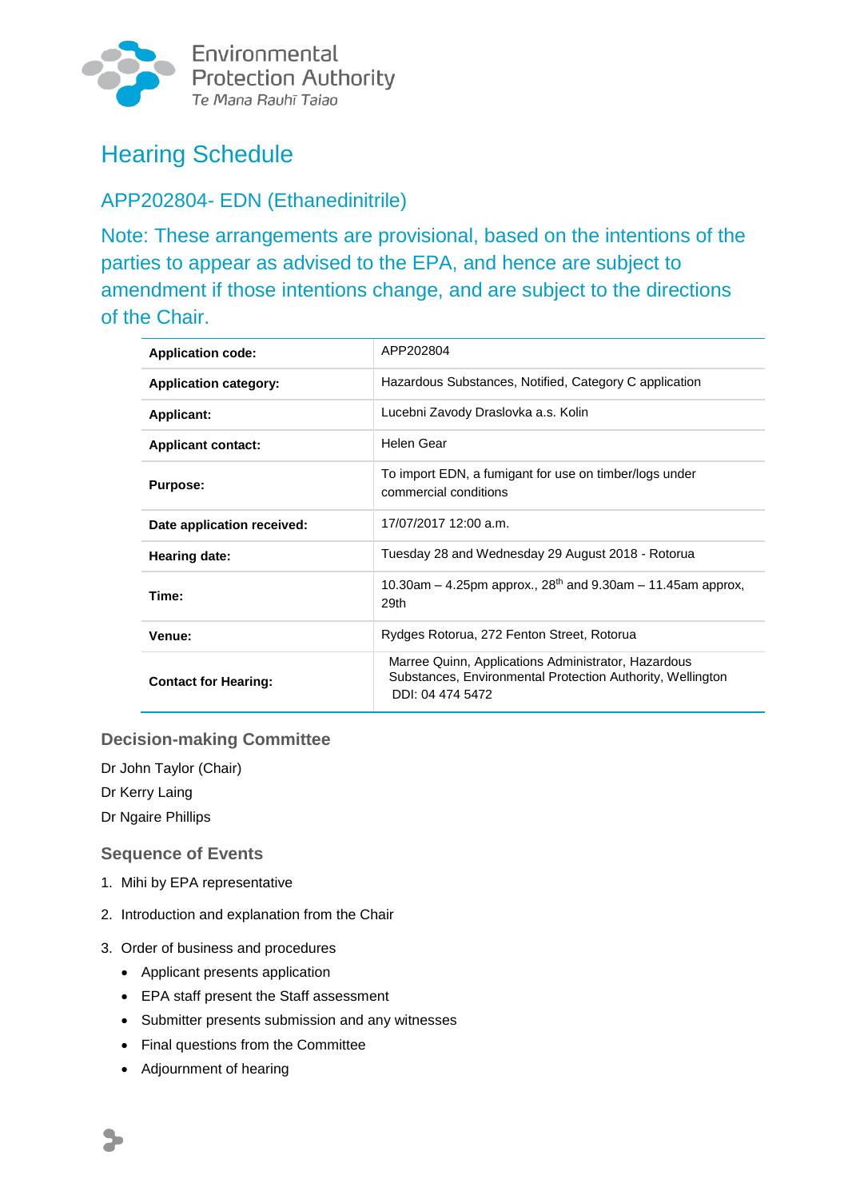Environmental Protection Authority
Te Mana Rauhī Taiao

# Hearing Schedule

## APP202804- EDN (Ethanedinitrile)

## Note: These arrangements are provisional, based on the intentions of the parties to appear as advised to the EPA, and hence are subject to amendment if those intentions change, and are subject to the directions of the Chair.

| | |
|---|---|
| **Application code:** | APP202804 |
| **Application category:** | Hazardous Substances, Notified, Category C application |
| **Applicant:** | Lucebni Zavody Draslovka a.s. Kolin |
| **Applicant contact:** | Helen Gear |
| **Purpose:** | To import EDN, a fumigant for use on timber/logs under commercial conditions |
| **Date application received:** | 17/07/2017 12:00 a.m. |
| **Hearing date:** | Tuesday 28 and Wednesday 29 August 2018 - Rotorua |
| **Time:** | 10.30am – 4.25pm approx., 28th and 9.30am – 11.45am approx., 29th |
| **Venue:** | Rydges Rotorua, 272 Fenton Street, Rotorua |
| **Contact for Hearing:** | Marree Quinn, Applications Administrator, Hazardous Substances, Environmental Protection Authority, Wellington DDI: 04 474 5472 |

### Decision-making Committee

Dr John Taylor (Chair)

Dr Kerry Laing

Dr Ngaire Phillips

### Sequence of Events

1. Mihi by EPA representative
2. Introduction and explanation from the Chair
3. Order of business and procedures
   - Applicant presents application
   - EPA staff present the Staff assessment
   - Submitter presents submission and any witnesses
   - Final questions from the Committee
   - Adjournment of hearing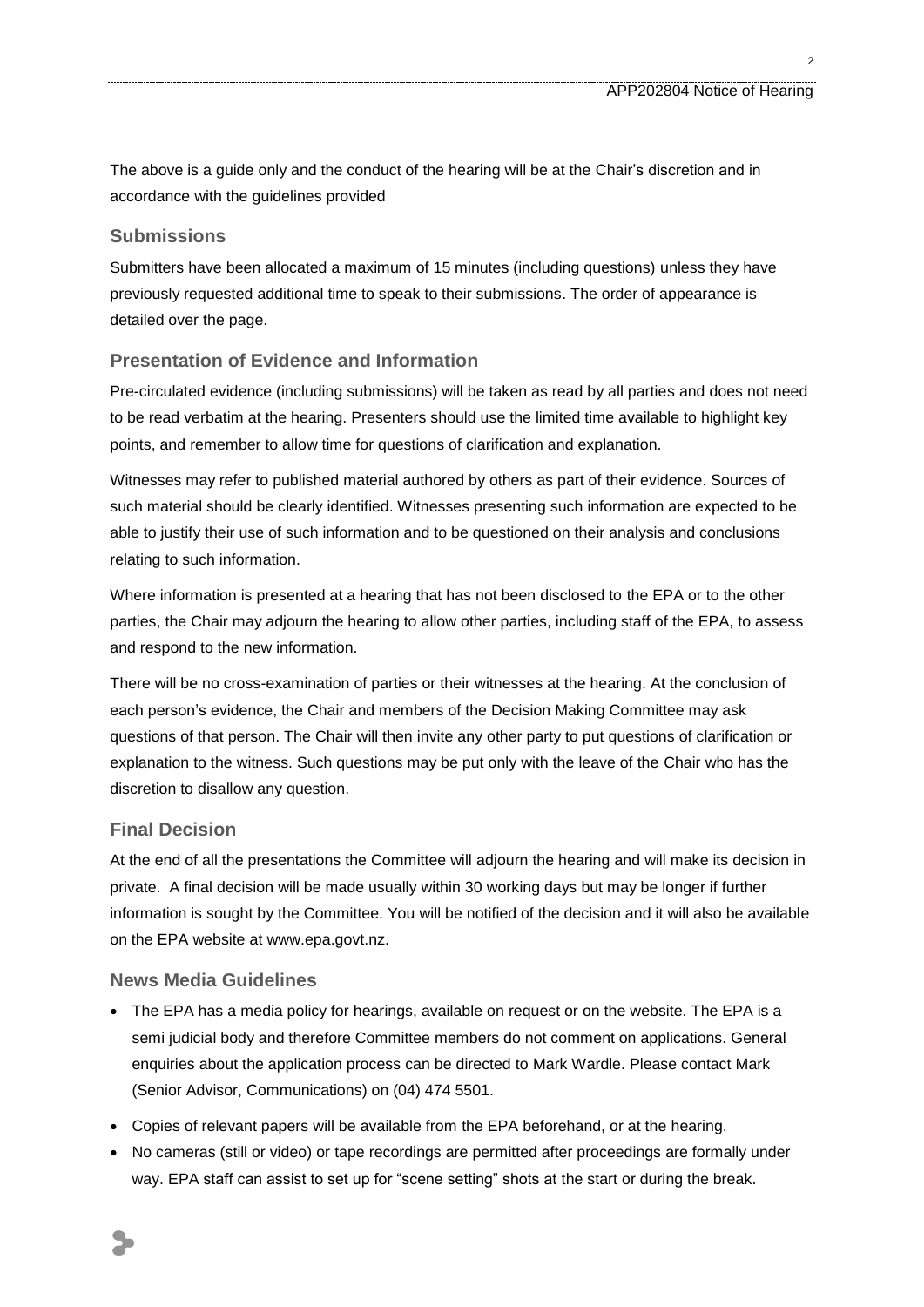The above is a guide only and the conduct of the hearing will be at the Chair's discretion and in accordance with the guidelines provided

## Submissions

Submitters have been allocated a maximum of 15 minutes (including questions) unless they have previously requested additional time to speak to their submissions. The order of appearance is detailed over the page.

## Presentation of Evidence and Information

Pre-circulated evidence (including submissions) will be taken as read by all parties and does not need to be read verbatim at the hearing. Presenters should use the limited time available to highlight key points, and remember to allow time for questions of clarification and explanation.

Witnesses may refer to published material authored by others as part of their evidence. Sources of such material should be clearly identified. Witnesses presenting such information are expected to be able to justify their use of such information and to be questioned on their analysis and conclusions relating to such information.

Where information is presented at a hearing that has not been disclosed to the EPA or to the other parties, the Chair may adjourn the hearing to allow other parties, including staff of the EPA, to assess and respond to the new information.

There will be no cross-examination of parties or their witnesses at the hearing. At the conclusion of each person's evidence, the Chair and members of the Decision Making Committee may ask questions of that person. The Chair will then invite any other party to put questions of clarification or explanation to the witness. Such questions may be put only with the leave of the Chair who has the discretion to disallow any question.

## Final Decision

At the end of all the presentations the Committee will adjourn the hearing and will make its decision in private. A final decision will be made usually within 30 working days but may be longer if further information is sought by the Committee. You will be notified of the decision and it will also be available on the EPA website at www.epa.govt.nz.

## News Media Guidelines

- The EPA has a media policy for hearings, available on request or on the website. The EPA is a semi judicial body and therefore Committee members do not comment on applications. General enquiries about the application process can be directed to Mark Wardle. Please contact Mark (Senior Advisor, Communications) on (04) 474 5501.
- Copies of relevant papers will be available from the EPA beforehand, or at the hearing.
- No cameras (still or video) or tape recordings are permitted after proceedings are formally under way. EPA staff can assist to set up for "scene setting" shots at the start or during the break.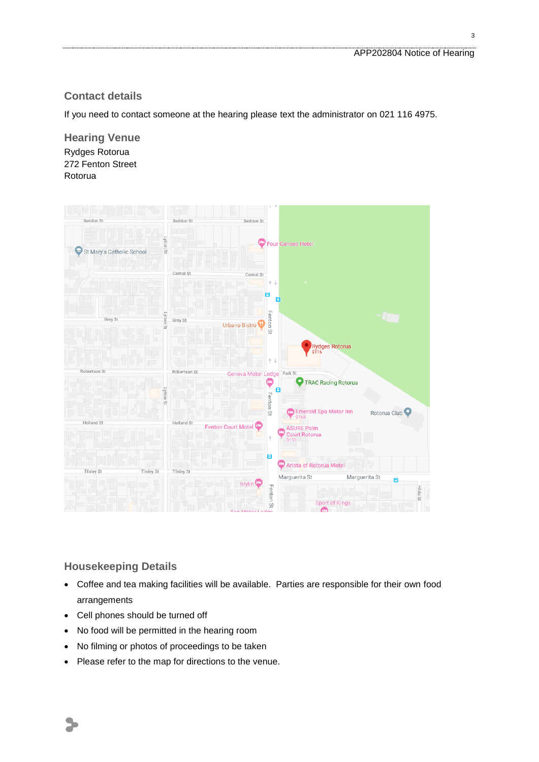## Contact details

If you need to contact someone at the hearing please text the administrator on 021 116 4975.

## Hearing Venue

Rydges Rotorua
272 Fenton Street
Rotorua

## Housekeeping Details

- Coffee and tea making facilities will be available. Parties are responsible for their own food arrangements
- Cell phones should be turned off
- No food will be permitted in the hearing room
- No filming or photos of proceedings to be taken
- Please refer to the map for directions to the venue.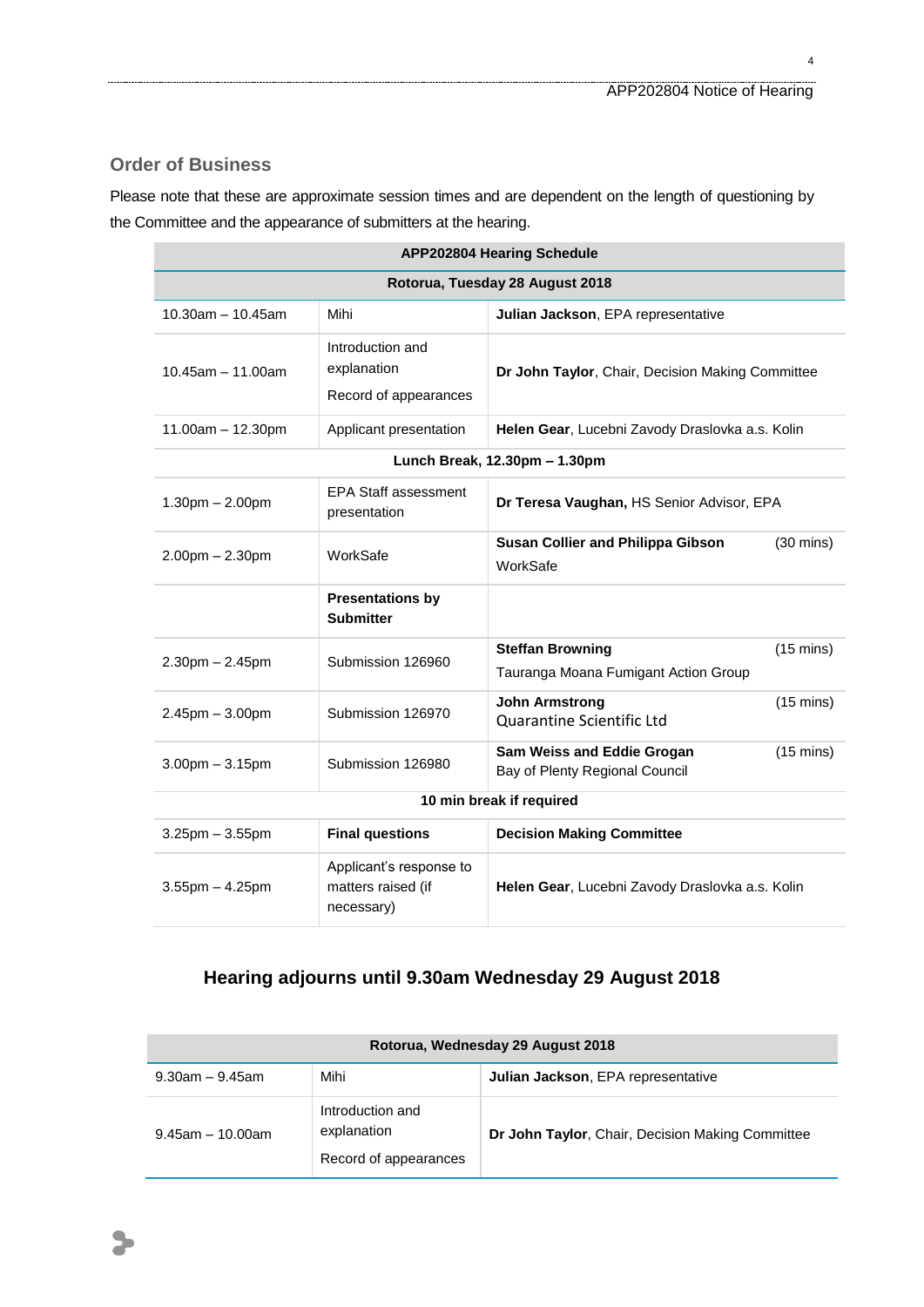## Order of Business

Please note that these are approximate session times and are dependent on the length of questioning by the Committee and the appearance of submitters at the hearing.

| APP202804 Hearing Schedule | | | |
|---|---|---|---|
| **Rotorua, Tuesday 28 August 2018** | | | |
| 10.30am – 10.45am | Mihi | **Julian Jackson**, EPA representative | |
| 10.45am – 11.00am | Introduction and explanation<br>Record of appearances | **Dr John Taylor**, Chair, Decision Making Committee | |
| 11.00am – 12.30pm | Applicant presentation | **Helen Gear**, Lucebni Zavody Draslovka a.s. Kolin | |
| **Lunch Break, 12.30pm – 1.30pm** | | | |
| 1.30pm – 2.00pm | EPA Staff assessment presentation | **Dr Teresa Vaughan,** HS Senior Advisor, EPA | |
| 2.00pm – 2.30pm | WorkSafe | **Susan Collier and Philippa Gibson**<br>WorkSafe | (30 mins) |
| | **Presentations by Submitter** | | |
| 2.30pm – 2.45pm | Submission 126960 | **Steffan Browning**<br>Tauranga Moana Fumigant Action Group | (15 mins) |
| 2.45pm – 3.00pm | Submission 126970 | **John Armstrong**<br>Quarantine Scientific Ltd | (15 mins) |
| 3.00pm – 3.15pm | Submission 126980 | **Sam Weiss and Eddie Grogan**<br>Bay of Plenty Regional Council | (15 mins) |
| **10 min break if required** | | | |
| 3.25pm – 3.55pm | **Final questions** | **Decision Making Committee** | |
| 3.55pm – 4.25pm | Applicant's response to matters raised (if necessary) | **Helen Gear**, Lucebni Zavody Draslovka a.s. Kolin | |

### Hearing adjourns until 9.30am Wednesday 29 August 2018

| Rotorua, Wednesday 29 August 2018 | | |
|---|---|---|
| 9.30am – 9.45am | Mihi | **Julian Jackson**, EPA representative |
| 9.45am – 10.00am | Introduction and explanation<br>Record of appearances | **Dr John Taylor**, Chair, Decision Making Committee |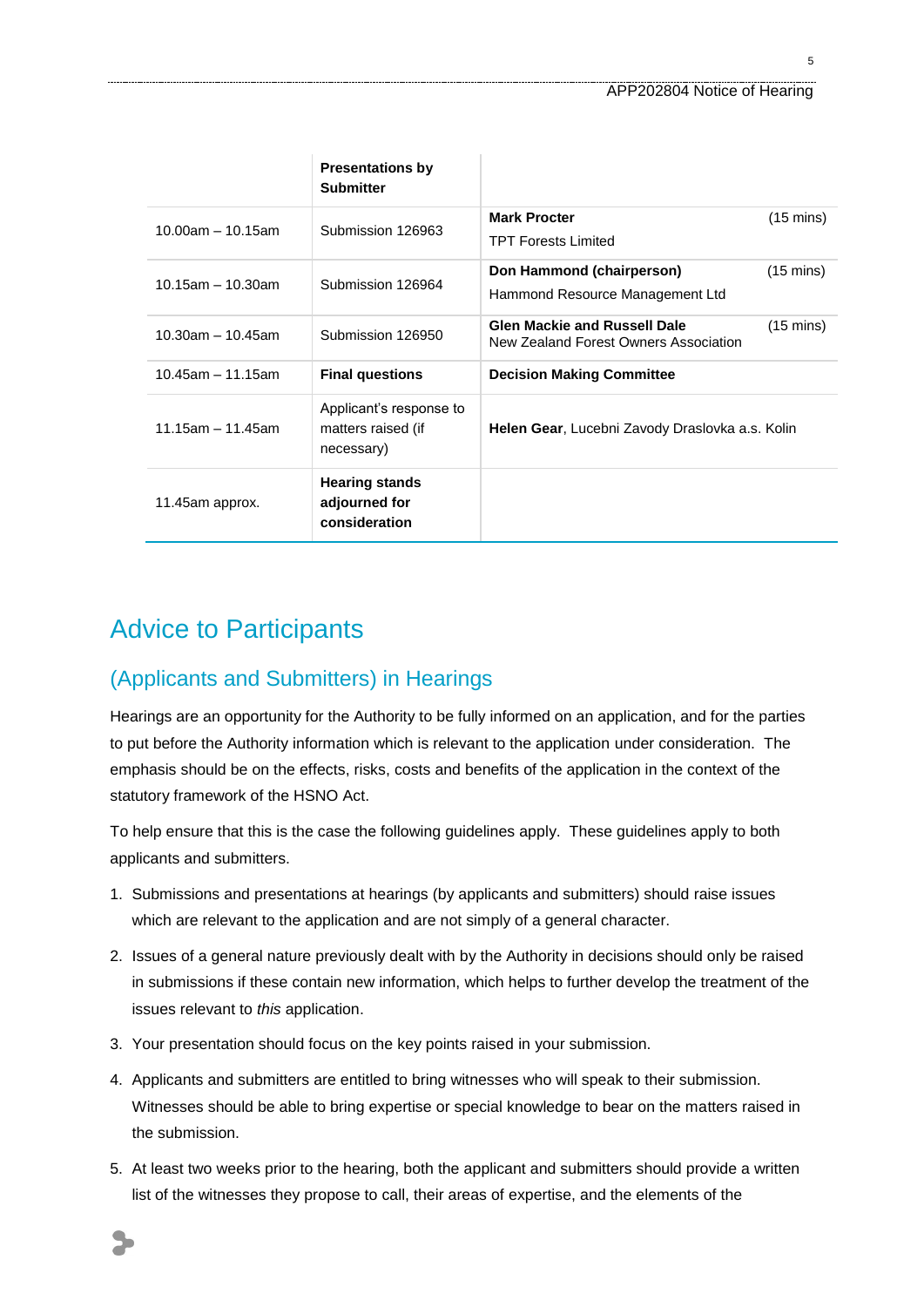| | Presentations by Submitter | |
|---|---|---|
| 10.00am – 10.15am | Submission 126963 | **Mark Procter** (15 mins)<br>TPT Forests Limited |
| 10.15am – 10.30am | Submission 126964 | **Don Hammond (chairperson)** (15 mins)<br>Hammond Resource Management Ltd |
| 10.30am – 10.45am | Submission 126950 | **Glen Mackie and Russell Dale** (15 mins)<br>New Zealand Forest Owners Association |
| 10.45am – 11.15am | **Final questions** | **Decision Making Committee** |
| 11.15am – 11.45am | Applicant's response to matters raised (if necessary) | **Helen Gear**, Lucebni Zavody Draslovka a.s. Kolin |
| 11.45am approx. | **Hearing stands adjourned for consideration** | |

# Advice to Participants

## (Applicants and Submitters) in Hearings

Hearings are an opportunity for the Authority to be fully informed on an application, and for the parties to put before the Authority information which is relevant to the application under consideration. The emphasis should be on the effects, risks, costs and benefits of the application in the context of the statutory framework of the HSNO Act.

To help ensure that this is the case the following guidelines apply. These guidelines apply to both applicants and submitters.

1. Submissions and presentations at hearings (by applicants and submitters) should raise issues which are relevant to the application and are not simply of a general character.
2. Issues of a general nature previously dealt with by the Authority in decisions should only be raised in submissions if these contain new information, which helps to further develop the treatment of the issues relevant to *this* application.
3. Your presentation should focus on the key points raised in your submission.
4. Applicants and submitters are entitled to bring witnesses who will speak to their submission. Witnesses should be able to bring expertise or special knowledge to bear on the matters raised in the submission.
5. At least two weeks prior to the hearing, both the applicant and submitters should provide a written list of the witnesses they propose to call, their areas of expertise, and the elements of the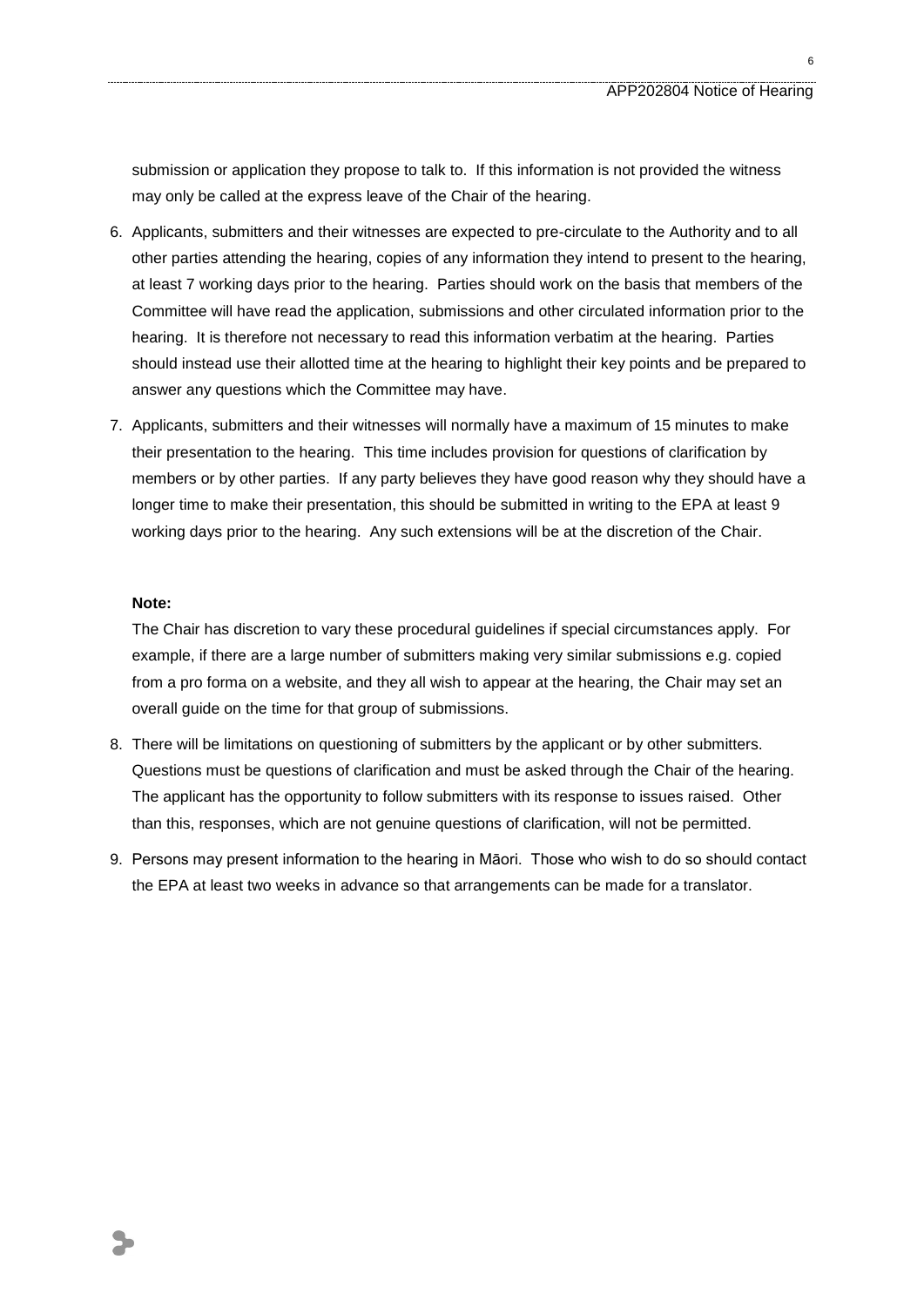submission or application they propose to talk to. If this information is not provided the witness may only be called at the express leave of the Chair of the hearing.

6. Applicants, submitters and their witnesses are expected to pre-circulate to the Authority and to all other parties attending the hearing, copies of any information they intend to present to the hearing, at least 7 working days prior to the hearing. Parties should work on the basis that members of the Committee will have read the application, submissions and other circulated information prior to the hearing. It is therefore not necessary to read this information verbatim at the hearing. Parties should instead use their allotted time at the hearing to highlight their key points and be prepared to answer any questions which the Committee may have.

7. Applicants, submitters and their witnesses will normally have a maximum of 15 minutes to make their presentation to the hearing. This time includes provision for questions of clarification by members or by other parties. If any party believes they have good reason why they should have a longer time to make their presentation, this should be submitted in writing to the EPA at least 9 working days prior to the hearing. Any such extensions will be at the discretion of the Chair.

**Note:**

The Chair has discretion to vary these procedural guidelines if special circumstances apply. For example, if there are a large number of submitters making very similar submissions e.g. copied from a pro forma on a website, and they all wish to appear at the hearing, the Chair may set an overall guide on the time for that group of submissions.

8. There will be limitations on questioning of submitters by the applicant or by other submitters. Questions must be questions of clarification and must be asked through the Chair of the hearing. The applicant has the opportunity to follow submitters with its response to issues raised. Other than this, responses, which are not genuine questions of clarification, will not be permitted.

9. Persons may present information to the hearing in Māori. Those who wish to do so should contact the EPA at least two weeks in advance so that arrangements can be made for a translator.